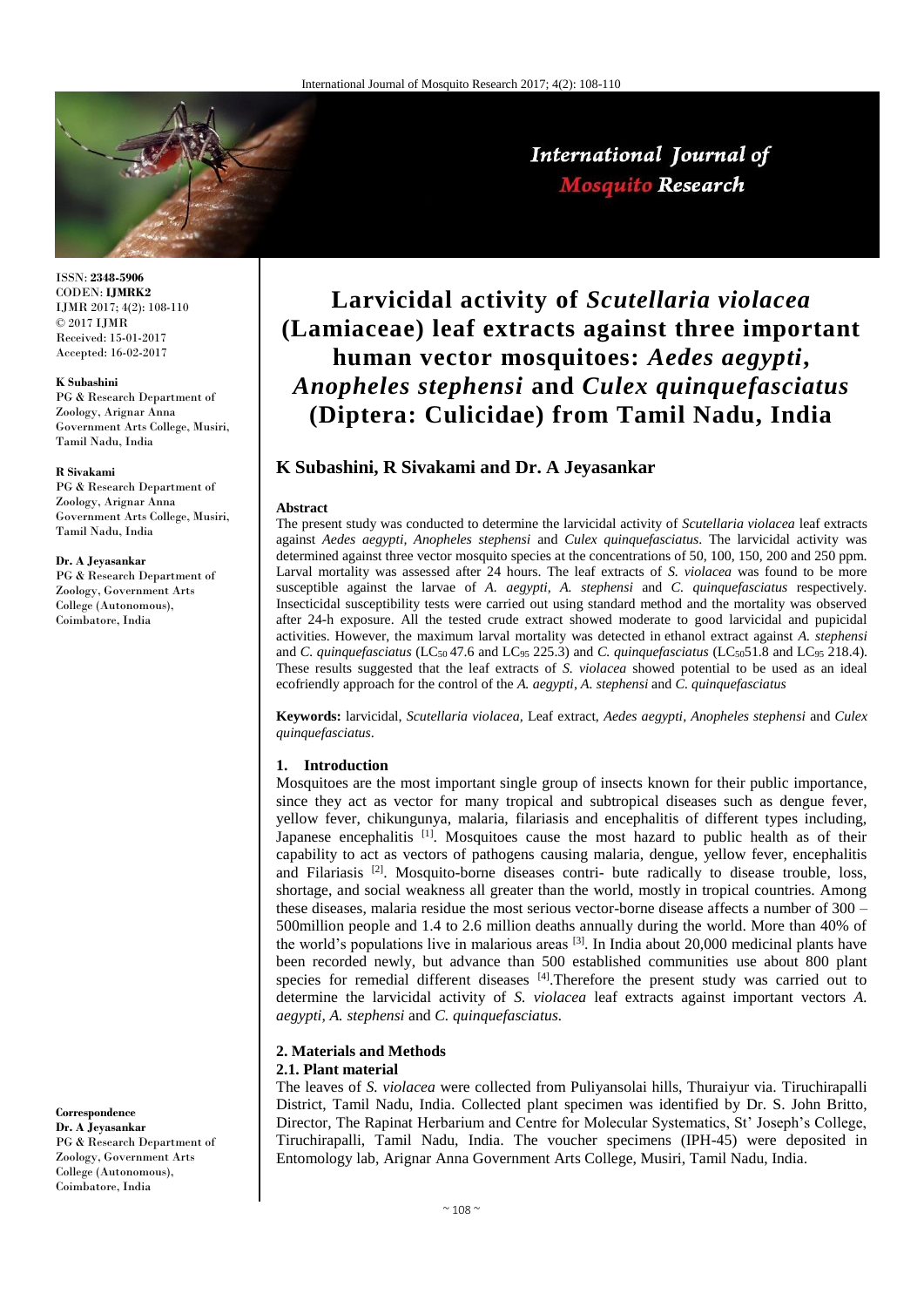# Larvicidal activity of *Scutellaria violacea* (Lamiaceae) leaf extracts against three important human vector mosquitoes: *Aedes aegypti*, *Anopheles stephensi* and *Culex quinquefasciatus* (Diptera: Culicidae) from Tamil Nadu, India

**K Subashini, R Sivakami and Dr. A Jeyasankar**

ISSN: **2348-5906**
CODEN: **IJMRK2**
IJMR 2017; 4(2): 108-110
© 2017 IJMR
Received: 15-01-2017
Accepted: 16-02-2017

**K Subashini**
PG & Research Department of Zoology, Arignar Anna Government Arts College, Musiri, Tamil Nadu, India

**R Sivakami**
PG & Research Department of Zoology, Arignar Anna Government Arts College, Musiri, Tamil Nadu, India

**Dr. A Jeyasankar**
PG & Research Department of Zoology, Government Arts College (Autonomous), Coimbatore, India

**Correspondence**
**Dr. A Jeyasankar**
PG & Research Department of Zoology, Government Arts College (Autonomous), Coimbatore, India

### Abstract

The present study was conducted to determine the larvicidal activity of *Scutellaria violacea* leaf extracts against *Aedes aegypti*, *Anopheles stephensi* and *Culex quinquefasciatus*. The larvicidal activity was determined against three vector mosquito species at the concentrations of 50, 100, 150, 200 and 250 ppm. Larval mortality was assessed after 24 hours. The leaf extracts of *S. violacea* was found to be more susceptible against the larvae of *A. aegypti, A. stephensi* and *C. quinquefasciatus* respectively. Insecticidal susceptibility tests were carried out using standard method and the mortality was observed after 24-h exposure. All the tested crude extract showed moderate to good larvicidal and pupicidal activities. However, the maximum larval mortality was detected in ethanol extract against *A. stephensi* and *C. quinquefasciatus* ($LC_{50}$ 47.6 and $LC_{95}$ 225.3) and *C. quinquefasciatus* ($LC_{50}$51.8 and $LC_{95}$ 218.4). These results suggested that the leaf extracts of *S. violacea* showed potential to be used as an ideal ecofriendly approach for the control of the *A. aegypti*, *A. stephensi* and *C. quinquefasciatus*

**Keywords:** larvicidal, *Scutellaria violacea,* Leaf extract, *Aedes aegypti*, *Anopheles stephensi* and *Culex quinquefasciatus*.

## 1. Introduction

Mosquitoes are the most important single group of insects known for their public importance, since they act as vector for many tropical and subtropical diseases such as dengue fever, yellow fever, chikungunya, malaria, filariasis and encephalitis of different types including, Japanese encephalitis [1]. Mosquitoes cause the most hazard to public health as of their capability to act as vectors of pathogens causing malaria, dengue, yellow fever, encephalitis and Filariasis [2]. Mosquito-borne diseases contri- bute radically to disease trouble, loss, shortage, and social weakness all greater than the world, mostly in tropical countries. Among these diseases, malaria residue the most serious vector-borne disease affects a number of 300 – 500million people and 1.4 to 2.6 million deaths annually during the world. More than 40% of the world's populations live in malarious areas [3]. In India about 20,000 medicinal plants have been recorded newly, but advance than 500 established communities use about 800 plant species for remedial different diseases [4].Therefore the present study was carried out to determine the larvicidal activity of *S. violacea* leaf extracts against important vectors *A. aegypti, A. stephensi* and *C. quinquefasciatus.*

## 2. Materials and Methods

### 2.1. Plant material

The leaves of *S. violacea* were collected from Puliyansolai hills, Thuraiyur via. Tiruchirapalli District, Tamil Nadu, India. Collected plant specimen was identified by Dr. S. John Britto, Director, The Rapinat Herbarium and Centre for Molecular Systematics, St' Joseph's College, Tiruchirapalli, Tamil Nadu, India. The voucher specimens (IPH-45) were deposited in Entomology lab, Arignar Anna Government Arts College, Musiri, Tamil Nadu, India.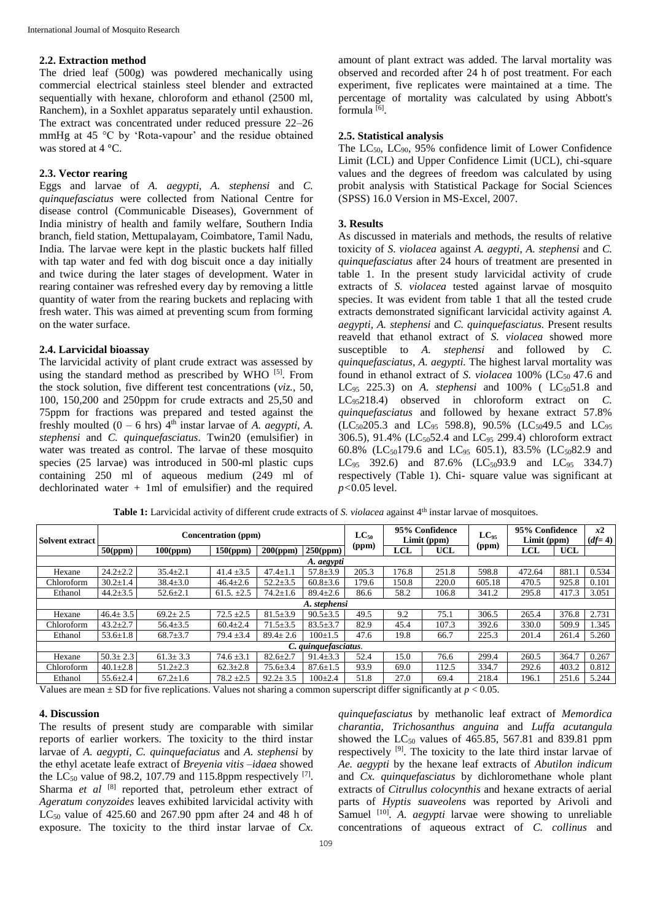### 2.2. Extraction method

The dried leaf (500g) was powdered mechanically using commercial electrical stainless steel blender and extracted sequentially with hexane, chloroform and ethanol (2500 ml, Ranchem), in a Soxhlet apparatus separately until exhaustion. The extract was concentrated under reduced pressure 22–26 mmHg at 45 °C by 'Rota-vapour' and the residue obtained was stored at 4 °C.

### 2.3. Vector rearing

Eggs and larvae of *A. aegypti*, *A. stephensi* and *C. quinquefasciatus* were collected from National Centre for disease control (Communicable Diseases), Government of India ministry of health and family welfare, Southern India branch, field station, Mettupalayam, Coimbatore, Tamil Nadu, India. The larvae were kept in the plastic buckets half filled with tap water and fed with dog biscuit once a day initially and twice during the later stages of development. Water in rearing container was refreshed every day by removing a little quantity of water from the rearing buckets and replacing with fresh water. This was aimed at preventing scum from forming on the water surface.

### 2.4. Larvicidal bioassay

The larvicidal activity of plant crude extract was assessed by using the standard method as prescribed by WHO [5]. From the stock solution, five different test concentrations (*viz.,* 50, 100, 150,200 and 250ppm for crude extracts and 25,50 and 75ppm for fractions was prepared and tested against the freshly moulted (0 – 6 hrs) 4th instar larvae of *A. aegypti*, *A. stephensi* and *C. quinquefasciatus*. Twin20 (emulsifier) in water was treated as control. The larvae of these mosquito species (25 larvae) was introduced in 500-ml plastic cups containing 250 ml of aqueous medium (249 ml of dechlorinated water + 1ml of emulsifier) and the required amount of plant extract was added. The larval mortality was observed and recorded after 24 h of post treatment. For each experiment, five replicates were maintained at a time. The percentage of mortality was calculated by using Abbott's formula [6].

### 2.5. Statistical analysis

The $LC_{50}$, $LC_{90}$, 95% confidence limit of Lower Confidence Limit (LCL) and Upper Confidence Limit (UCL), chi-square values and the degrees of freedom was calculated by using probit analysis with Statistical Package for Social Sciences (SPSS) 16.0 Version in MS-Excel, 2007.

## 3. Results

As discussed in materials and methods, the results of relative toxicity of *S. violacea* against *A. aegypti*, *A. stephensi* and *C. quinquefasciatus* after 24 hours of treatment are presented in table 1. In the present study larvicidal activity of crude extracts of *S. violacea* tested against larvae of mosquito species. It was evident from table 1 that all the tested crude extracts demonstrated significant larvicidal activity against *A. aegypti*, *A. stephensi* and *C. quinquefasciatus.* Present results reaveld that ethanol extract of *S. violacea* showed more susceptible to *A. stephensi* and followed by *C. quinquefasciatus*, *A. aegypti.* The highest larval mortality was found in ethanol extract of *S. violacea* 100% ($LC_{50}$ 47.6 and $LC_{95}$ 225.3) on *A. stephensi* and 100% ( $LC_{50}$51.8 and $LC_{95}$218.4) observed in chloroform extract on *C. quinquefasciatus* and followed by hexane extract 57.8% ($LC_{50}$205.3 and $LC_{95}$ 598.8), 90.5% ($LC_{50}$49.5 and $LC_{95}$ 306.5), 91.4% ($LC_{50}$52.4 and $LC_{95}$ 299.4) chloroform extract 60.8% ($LC_{50}$179.6 and $LC_{95}$ 605.1), 83.5% ($LC_{50}$82.9 and $LC_{95}$ 392.6) and 87.6% ($LC_{50}$93.9 and $LC_{95}$ 334.7) respectively (Table 1). Chi- square value was significant at $p$<0.05 level.

**Table 1:** Larvicidal activity of different crude extracts of *S. violacea* against 4th instar larvae of mosquitoes.

| Solvent extract | Concentration (ppm) | | | | | $LC_{50}$ (ppm) | 95% Confidence Limit (ppm) | | $LC_{95}$ (ppm) | 95% Confidence Limit (ppm) | | $x2$ ($df$= 4) |
|---|---|---|---|---|---|---|---|---|---|---|---|---|
| | 50(ppm) | 100(ppm) | 150(ppm) | 200(ppm) | 250(ppm) | | LCL | UCL | | LCL | UCL | |
| *A. aegypti* | | | | | | | | | | | | |
| Hexane | 24.2±2.2 | 35.4±2.1 | 41.4 ±3.5 | 47.4±1.1 | 57.8±3.9 | 205.3 | 176.8 | 251.8 | 598.8 | 472.64 | 881.1 | 0.534 |
| Chloroform | 30.2±1.4 | 38.4±3.0 | 46.4±2.6 | 52.2±3.5 | 60.8±3.6 | 179.6 | 150.8 | 220.0 | 605.18 | 470.5 | 925.8 | 0.101 |
| Ethanol | 44.2±3.5 | 52.6±2.1 | 61.5. ±2.5 | 74.2±1.6 | 89.4±2.6 | 86.6 | 58.2 | 106.8 | 341.2 | 295.8 | 417.3 | 3.051 |
| *A. stephensi* | | | | | | | | | | | | |
| Hexane | 46.4± 3.5 | 69.2± 2.5 | 72.5 ±2.5 | 81.5±3.9 | 90.5±3.5 | 49.5 | 9.2 | 75.1 | 306.5 | 265.4 | 376.8 | 2.731 |
| Chloroform | 43.2±2.7 | 56.4±3.5 | 60.4±2.4 | 71.5±3.5 | 83.5±3.7 | 82.9 | 45.4 | 107.3 | 392.6 | 330.0 | 509.9 | 1.345 |
| Ethanol | 53.6±1.8 | 68.7±3.7 | 79.4 ±3.4 | 89.4± 2.6 | 100±1.5 | 47.6 | 19.8 | 66.7 | 225.3 | 201.4 | 261.4 | 5.260 |
| *C. quinquefasciatus*. | | | | | | | | | | | | |
| Hexane | 50.3± 2.3 | 61.3± 3.3 | 74.6 ±3.1 | 82.6±2.7 | 91.4±3.3 | 52.4 | 15.0 | 76.6 | 299.4 | 260.5 | 364.7 | 0.267 |
| Chloroform | 40.1±2.8 | 51.2±2.3 | 62.3±2.8 | 75.6±3.4 | 87.6±1.5 | 93.9 | 69.0 | 112.5 | 334.7 | 292.6 | 403.2 | 0.812 |
| Ethanol | 55.6±2.4 | 67.2±1.6 | 78.2 ±2.5 | 92.2± 3.5 | 100±2.4 | 51.8 | 27.0 | 69.4 | 218.4 | 196.1 | 251.6 | 5.244 |

Values are mean ± SD for five replications. Values not sharing a common superscript differ significantly at $p$ < 0.05.

## 4. Discussion

The results of present study are comparable with similar reports of earlier workers. The toxicity to the third instar larvae of *A. aegypti*, *C. quinquefaciatus* and *A. stephensi* by the ethyl acetate leafe extract of *Breyenia vitis –idaea* showed the $LC_{50}$ value of 98.2, 107.79 and 115.8ppm respectively [7]. Sharma *et al* [8] reported that, petroleum ether extract of *Ageratum conyzoides* leaves exhibited larvicidal activity with $LC_{50}$ value of 425.60 and 267.90 ppm after 24 and 48 h of exposure. The toxicity to the third instar larvae of *Cx. quinquefasciatus* by methanolic leaf extract of *Memordica charantia, Trichosanthus anguina* and *Luffa acutangula* showed the $LC_{50}$ values of 465.85, 567.81 and 839.81 ppm respectively [9]. The toxicity to the late third instar larvae of *Ae. aegypti* by the hexane leaf extracts of *Abutilon indicum* and *Cx. quinquefasciatus* by dichloromethane whole plant extracts of *Citrullus colocynthis* and hexane extracts of aerial parts of *Hyptis suaveolens* was reported by Arivoli and Samuel [10]. *A. aegypti* larvae were showing to unreliable concentrations of aqueous extract of *C. collinus* and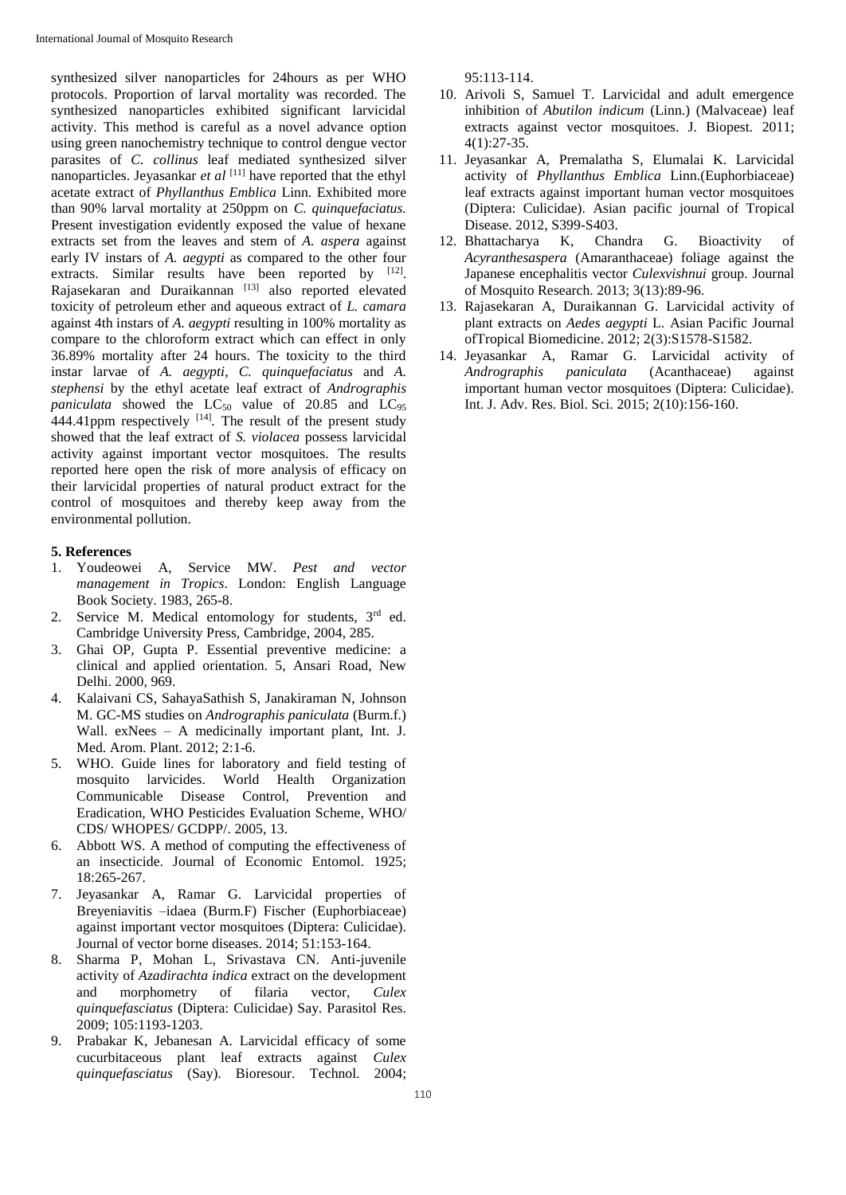synthesized silver nanoparticles for 24hours as per WHO protocols. Proportion of larval mortality was recorded. The synthesized nanoparticles exhibited significant larvicidal activity. This method is careful as a novel advance option using green nanochemistry technique to control dengue vector parasites of *C. collinus* leaf mediated synthesized silver nanoparticles. Jeyasankar *et al* [11] have reported that the ethyl acetate extract of *Phyllanthus Emblica* Linn. Exhibited more than 90% larval mortality at 250ppm on *C. quinquefaciatus.* Present investigation evidently exposed the value of hexane extracts set from the leaves and stem of *A. aspera* against early IV instars of *A. aegypti* as compared to the other four extracts. Similar results have been reported by [12]. Rajasekaran and Duraikannan [13] also reported elevated toxicity of petroleum ether and aqueous extract of *L. camara* against 4th instars of *A. aegypti* resulting in 100% mortality as compare to the chloroform extract which can effect in only 36.89% mortality after 24 hours. The toxicity to the third instar larvae of *A. aegypti*, *C. quinquefaciatus* and *A. stephensi* by the ethyl acetate leaf extract of *Andrographis paniculata* showed the $LC_{50}$ value of 20.85 and $LC_{95}$ 444.41ppm respectively [14]. The result of the present study showed that the leaf extract of *S. violacea* possess larvicidal activity against important vector mosquitoes. The results reported here open the risk of more analysis of efficacy on their larvicidal properties of natural product extract for the control of mosquitoes and thereby keep away from the environmental pollution.

## 5. References

1. Youdeowei A, Service MW. *Pest and vector management in Tropics*. London: English Language Book Society. 1983, 265-8.
2. Service M. Medical entomology for students, 3rd ed. Cambridge University Press, Cambridge, 2004, 285.
3. Ghai OP, Gupta P. Essential preventive medicine: a clinical and applied orientation. 5, Ansari Road, New Delhi. 2000, 969.
4. Kalaivani CS, SahayaSathish S, Janakiraman N, Johnson M. GC-MS studies on *Andrographis paniculata* (Burm.f.) Wall. exNees – A medicinally important plant, Int. J. Med. Arom. Plant. 2012; 2:1-6.
5. WHO. Guide lines for laboratory and field testing of mosquito larvicides. World Health Organization Communicable Disease Control, Prevention and Eradication, WHO Pesticides Evaluation Scheme, WHO/ CDS/ WHOPES/ GCDPP/. 2005, 13.
6. Abbott WS. A method of computing the effectiveness of an insecticide. Journal of Economic Entomol. 1925; 18:265-267.
7. Jeyasankar A, Ramar G. Larvicidal properties of Breyeniavitis –idaea (Burm.F) Fischer (Euphorbiaceae) against important vector mosquitoes (Diptera: Culicidae). Journal of vector borne diseases. 2014; 51:153-164.
8. Sharma P, Mohan L, Srivastava CN. Anti-juvenile activity of *Azadirachta indica* extract on the development and morphometry of filaria vector, *Culex quinquefasciatus* (Diptera: Culicidae) Say. Parasitol Res. 2009; 105:1193-1203.
9. Prabakar K, Jebanesan A. Larvicidal efficacy of some cucurbitaceous plant leaf extracts against *Culex quinquefasciatus* (Say). Bioresour. Technol. 2004; 95:113-114.
10. Arivoli S, Samuel T. Larvicidal and adult emergence inhibition of *Abutilon indicum* (Linn.) (Malvaceae) leaf extracts against vector mosquitoes. J. Biopest. 2011; 4(1):27-35.
11. Jeyasankar A, Premalatha S, Elumalai K. Larvicidal activity of *Phyllanthus Emblica* Linn.(Euphorbiaceae) leaf extracts against important human vector mosquitoes (Diptera: Culicidae). Asian pacific journal of Tropical Disease. 2012, S399-S403.
12. Bhattacharya K, Chandra G. Bioactivity of *Acyranthesaspera* (Amaranthaceae) foliage against the Japanese encephalitis vector *Culexvishnui* group. Journal of Mosquito Research. 2013; 3(13):89-96.
13. Rajasekaran A, Duraikannan G. Larvicidal activity of plant extracts on *Aedes aegypti* L. Asian Pacific Journal ofTropical Biomedicine. 2012; 2(3):S1578-S1582.
14. Jeyasankar A, Ramar G. Larvicidal activity of *Andrographis paniculata* (Acanthaceae) against important human vector mosquitoes (Diptera: Culicidae). Int. J. Adv. Res. Biol. Sci. 2015; 2(10):156-160.